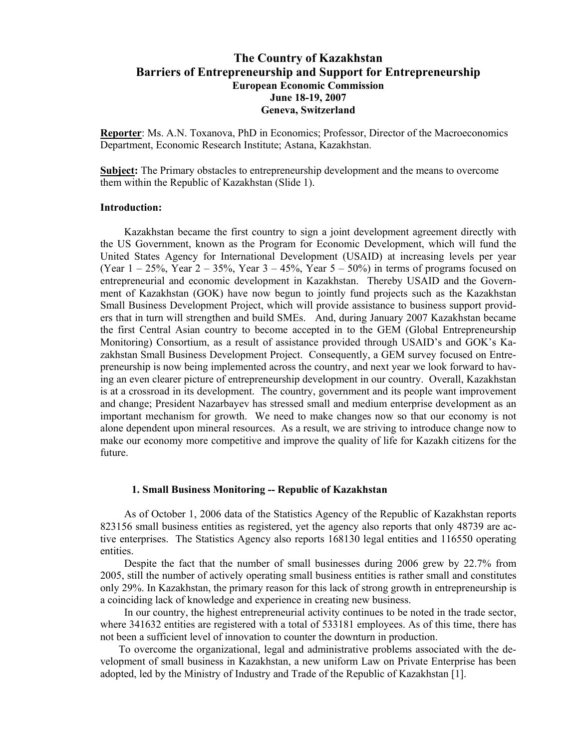# The Country of Kazakhstan
# Barriers of Entrepreneurship and Support for Entrepreneurship

**European Economic Commission**
**June 18-19, 2007**
**Geneva, Switzerland**

**Reporter**: Ms. A.N. Toxanova, PhD in Economics; Professor, Director of the Macroeconomics Department, Economic Research Institute; Astana, Kazakhstan.

**Subject:** The Primary obstacles to entrepreneurship development and the means to overcome them within the Republic of Kazakhstan (Slide 1).

**Introduction:**

Kazakhstan became the first country to sign a joint development agreement directly with the US Government, known as the Program for Economic Development, which will fund the United States Agency for International Development (USAID) at increasing levels per year (Year 1 – 25%, Year 2 – 35%, Year 3 – 45%, Year 5 – 50%) in terms of programs focused on entrepreneurial and economic development in Kazakhstan. Thereby USAID and the Government of Kazakhstan (GOK) have now begun to jointly fund projects such as the Kazakhstan Small Business Development Project, which will provide assistance to business support providers that in turn will strengthen and build SMEs. And, during January 2007 Kazakhstan became the first Central Asian country to become accepted in to the GEM (Global Entrepreneurship Monitoring) Consortium, as a result of assistance provided through USAID's and GOK's Kazakhstan Small Business Development Project. Consequently, a GEM survey focused on Entrepreneurship is now being implemented across the country, and next year we look forward to having an even clearer picture of entrepreneurship development in our country. Overall, Kazakhstan is at a crossroad in its development. The country, government and its people want improvement and change; President Nazarbayev has stressed small and medium enterprise development as an important mechanism for growth. We need to make changes now so that our economy is not alone dependent upon mineral resources. As a result, we are striving to introduce change now to make our economy more competitive and improve the quality of life for Kazakh citizens for the future.

## 1. Small Business Monitoring -- Republic of Kazakhstan

As of October 1, 2006 data of the Statistics Agency of the Republic of Kazakhstan reports 823156 small business entities as registered, yet the agency also reports that only 48739 are active enterprises. The Statistics Agency also reports 168130 legal entities and 116550 operating entities.

Despite the fact that the number of small businesses during 2006 grew by 22.7% from 2005, still the number of actively operating small business entities is rather small and constitutes only 29%. In Kazakhstan, the primary reason for this lack of strong growth in entrepreneurship is a coinciding lack of knowledge and experience in creating new business.

In our country, the highest entrepreneurial activity continues to be noted in the trade sector, where 341632 entities are registered with a total of 533181 employees. As of this time, there has not been a sufficient level of innovation to counter the downturn in production.

To overcome the organizational, legal and administrative problems associated with the development of small business in Kazakhstan, a new uniform Law on Private Enterprise has been adopted, led by the Ministry of Industry and Trade of the Republic of Kazakhstan [1].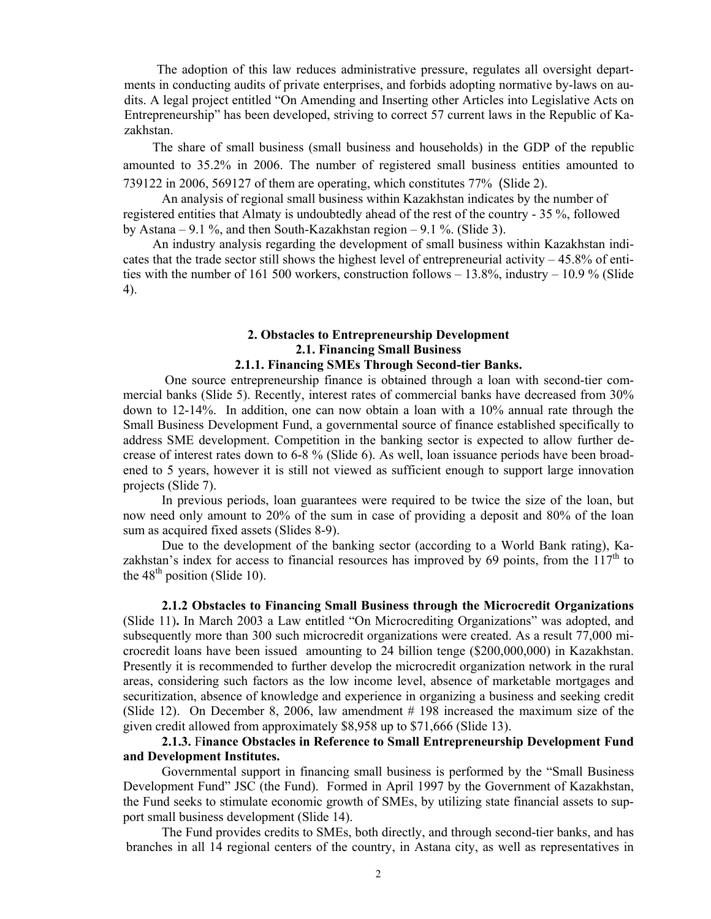The adoption of this law reduces administrative pressure, regulates all oversight departments in conducting audits of private enterprises, and forbids adopting normative by-laws on audits. A legal project entitled "On Amending and Inserting other Articles into Legislative Acts on Entrepreneurship" has been developed, striving to correct 57 current laws in the Republic of Kazakhstan.

The share of small business (small business and households) in the GDP of the republic amounted to 35.2% in 2006. The number of registered small business entities amounted to 739122 in 2006, 569127 of them are operating, which constitutes 77% (Slide 2).

An analysis of regional small business within Kazakhstan indicates by the number of registered entities that Almaty is undoubtedly ahead of the rest of the country - 35 %, followed by Astana – 9.1 %, and then South-Kazakhstan region – 9.1 %. (Slide 3).

An industry analysis regarding the development of small business within Kazakhstan indicates that the trade sector still shows the highest level of entrepreneurial activity – 45.8% of entities with the number of 161 500 workers, construction follows – 13.8%, industry – 10.9 % (Slide 4).

## 2. Obstacles to Entrepreneurship Development

### 2.1. Financing Small Business

#### 2.1.1. Financing SMEs Through Second-tier Banks.

One source entrepreneurship finance is obtained through a loan with second-tier commercial banks (Slide 5). Recently, interest rates of commercial banks have decreased from 30% down to 12-14%. In addition, one can now obtain a loan with a 10% annual rate through the Small Business Development Fund, a governmental source of finance established specifically to address SME development. Competition in the banking sector is expected to allow further decrease of interest rates down to 6-8 % (Slide 6). As well, loan issuance periods have been broadened to 5 years, however it is still not viewed as sufficient enough to support large innovation projects (Slide 7).

In previous periods, loan guarantees were required to be twice the size of the loan, but now need only amount to 20% of the sum in case of providing a deposit and 80% of the loan sum as acquired fixed assets (Slides 8-9).

Due to the development of the banking sector (according to a World Bank rating), Kazakhstan's index for access to financial resources has improved by 69 points, from the 117th to the 48th position (Slide 10).

**2.1.2 Obstacles to Financing Small Business through the Microcredit Organizations** (Slide 11)**.** In March 2003 a Law entitled "On Microcrediting Organizations" was adopted, and subsequently more than 300 such microcredit organizations were created. As a result 77,000 microcredit loans have been issued amounting to 24 billion tenge ($200,000,000) in Kazakhstan. Presently it is recommended to further develop the microcredit organization network in the rural areas, considering such factors as the low income level, absence of marketable mortgages and securitization, absence of knowledge and experience in organizing a business and seeking credit (Slide 12). On December 8, 2006, law amendment # 198 increased the maximum size of the given credit allowed from approximately $8,958 up to $71,666 (Slide 13).

**2.1.3. Finance Obstacles in Reference to Small Entrepreneurship Development Fund and Development Institutes.**

Governmental support in financing small business is performed by the "Small Business Development Fund" JSC (the Fund). Formed in April 1997 by the Government of Kazakhstan, the Fund seeks to stimulate economic growth of SMEs, by utilizing state financial assets to support small business development (Slide 14).

The Fund provides credits to SMEs, both directly, and through second-tier banks, and has branches in all 14 regional centers of the country, in Astana city, as well as representatives in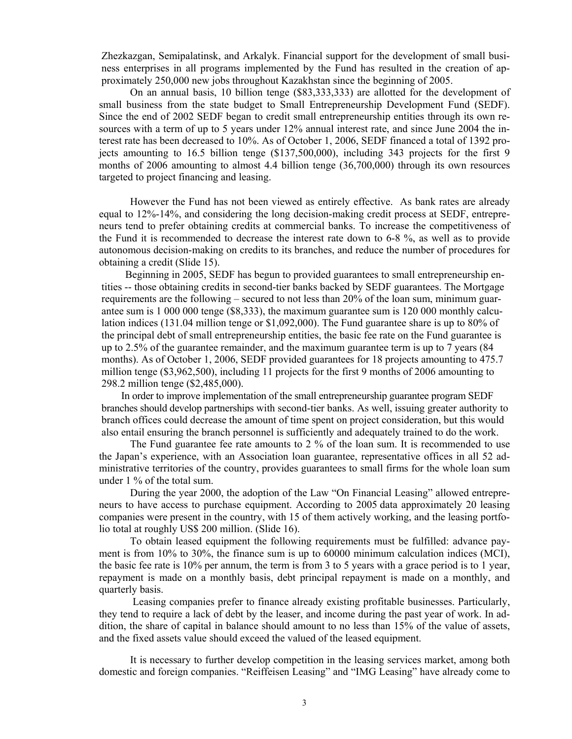Zhezkazgan, Semipalatinsk, and Arkalyk. Financial support for the development of small business enterprises in all programs implemented by the Fund has resulted in the creation of approximately 250,000 new jobs throughout Kazakhstan since the beginning of 2005.

On an annual basis, 10 billion tenge ($83,333,333) are allotted for the development of small business from the state budget to Small Entrepreneurship Development Fund (SEDF). Since the end of 2002 SEDF began to credit small entrepreneurship entities through its own resources with a term of up to 5 years under 12% annual interest rate, and since June 2004 the interest rate has been decreased to 10%. As of October 1, 2006, SEDF financed a total of 1392 projects amounting to 16.5 billion tenge ($137,500,000), including 343 projects for the first 9 months of 2006 amounting to almost 4.4 billion tenge (36,700,000) through its own resources targeted to project financing and leasing.

However the Fund has not been viewed as entirely effective. As bank rates are already equal to 12%-14%, and considering the long decision-making credit process at SEDF, entrepreneurs tend to prefer obtaining credits at commercial banks. To increase the competitiveness of the Fund it is recommended to decrease the interest rate down to 6-8 %, as well as to provide autonomous decision-making on credits to its branches, and reduce the number of procedures for obtaining a credit (Slide 15).

Beginning in 2005, SEDF has begun to provided guarantees to small entrepreneurship entities -- those obtaining credits in second-tier banks backed by SEDF guarantees. The Mortgage requirements are the following – secured to not less than 20% of the loan sum, minimum guarantee sum is 1 000 000 tenge ($8,333), the maximum guarantee sum is 120 000 monthly calculation indices (131.04 million tenge or $1,092,000). The Fund guarantee share is up to 80% of the principal debt of small entrepreneurship entities, the basic fee rate on the Fund guarantee is up to 2.5% of the guarantee remainder, and the maximum guarantee term is up to 7 years (84 months). As of October 1, 2006, SEDF provided guarantees for 18 projects amounting to 475.7 million tenge ($3,962,500), including 11 projects for the first 9 months of 2006 amounting to 298.2 million tenge ($2,485,000).

In order to improve implementation of the small entrepreneurship guarantee program SEDF branches should develop partnerships with second-tier banks. As well, issuing greater authority to branch offices could decrease the amount of time spent on project consideration, but this would also entail ensuring the branch personnel is sufficiently and adequately trained to do the work.

The Fund guarantee fee rate amounts to 2 % of the loan sum. It is recommended to use the Japan's experience, with an Association loan guarantee, representative offices in all 52 administrative territories of the country, provides guarantees to small firms for the whole loan sum under 1 % of the total sum.

During the year 2000, the adoption of the Law "On Financial Leasing" allowed entrepreneurs to have access to purchase equipment. According to 2005 data approximately 20 leasing companies were present in the country, with 15 of them actively working, and the leasing portfolio total at roughly US$ 200 million. (Slide 16).

To obtain leased equipment the following requirements must be fulfilled: advance payment is from 10% to 30%, the finance sum is up to 60000 minimum calculation indices (MCI), the basic fee rate is 10% per annum, the term is from 3 to 5 years with a grace period is to 1 year, repayment is made on a monthly basis, debt principal repayment is made on a monthly, and quarterly basis.

Leasing companies prefer to finance already existing profitable businesses. Particularly, they tend to require a lack of debt by the leaser, and income during the past year of work. In addition, the share of capital in balance should amount to no less than 15% of the value of assets, and the fixed assets value should exceed the valued of the leased equipment.

It is necessary to further develop competition in the leasing services market, among both domestic and foreign companies. "Reiffeisen Leasing" and "IMG Leasing" have already come to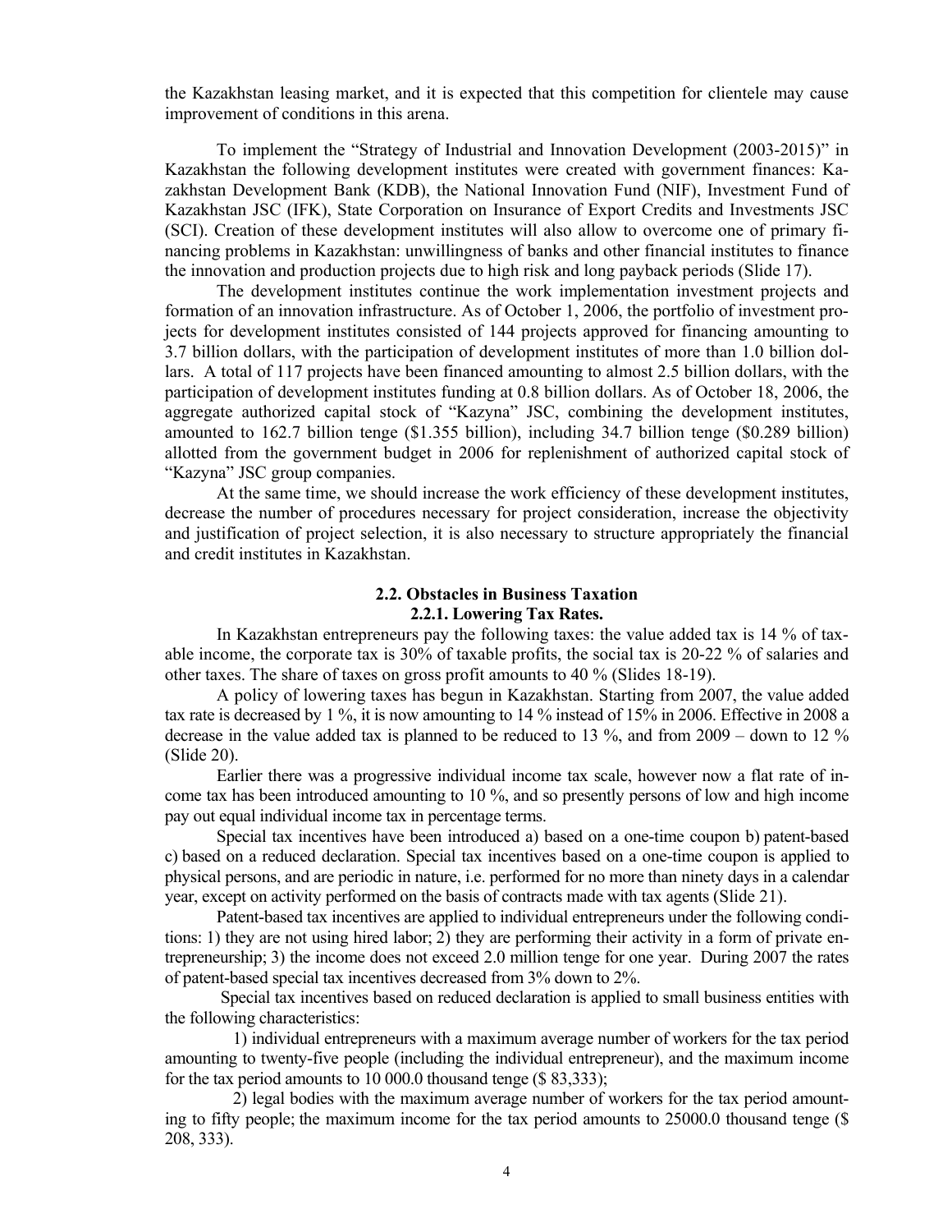the Kazakhstan leasing market, and it is expected that this competition for clientele may cause improvement of conditions in this arena.

To implement the "Strategy of Industrial and Innovation Development (2003-2015)" in Kazakhstan the following development institutes were created with government finances: Kazakhstan Development Bank (KDB), the National Innovation Fund (NIF), Investment Fund of Kazakhstan JSC (IFK), State Corporation on Insurance of Export Credits and Investments JSC (SCI). Creation of these development institutes will also allow to overcome one of primary financing problems in Kazakhstan: unwillingness of banks and other financial institutes to finance the innovation and production projects due to high risk and long payback periods (Slide 17).

The development institutes continue the work implementation investment projects and formation of an innovation infrastructure. As of October 1, 2006, the portfolio of investment projects for development institutes consisted of 144 projects approved for financing amounting to 3.7 billion dollars, with the participation of development institutes of more than 1.0 billion dollars. A total of 117 projects have been financed amounting to almost 2.5 billion dollars, with the participation of development institutes funding at 0.8 billion dollars. As of October 18, 2006, the aggregate authorized capital stock of "Kazyna" JSC, combining the development institutes, amounted to 162.7 billion tenge ($1.355 billion), including 34.7 billion tenge ($0.289 billion) allotted from the government budget in 2006 for replenishment of authorized capital stock of "Kazyna" JSC group companies.

At the same time, we should increase the work efficiency of these development institutes, decrease the number of procedures necessary for project consideration, increase the objectivity and justification of project selection, it is also necessary to structure appropriately the financial and credit institutes in Kazakhstan.

## 2.2. Obstacles in Business Taxation

### 2.2.1. Lowering Tax Rates.

In Kazakhstan entrepreneurs pay the following taxes: the value added tax is 14 % of taxable income, the corporate tax is 30% of taxable profits, the social tax is 20-22 % of salaries and other taxes. The share of taxes on gross profit amounts to 40 % (Slides 18-19).

A policy of lowering taxes has begun in Kazakhstan. Starting from 2007, the value added tax rate is decreased by 1 %, it is now amounting to 14 % instead of 15% in 2006. Effective in 2008 a decrease in the value added tax is planned to be reduced to 13 %, and from 2009 – down to 12 % (Slide 20).

Earlier there was a progressive individual income tax scale, however now a flat rate of income tax has been introduced amounting to 10 %, and so presently persons of low and high income pay out equal individual income tax in percentage terms.

Special tax incentives have been introduced a) based on a one-time coupon b) patent-based c) based on a reduced declaration. Special tax incentives based on a one-time coupon is applied to physical persons, and are periodic in nature, i.e. performed for no more than ninety days in a calendar year, except on activity performed on the basis of contracts made with tax agents (Slide 21).

Patent-based tax incentives are applied to individual entrepreneurs under the following conditions: 1) they are not using hired labor; 2) they are performing their activity in a form of private entrepreneurship; 3) the income does not exceed 2.0 million tenge for one year. During 2007 the rates of patent-based special tax incentives decreased from 3% down to 2%.

Special tax incentives based on reduced declaration is applied to small business entities with the following characteristics:

1) individual entrepreneurs with a maximum average number of workers for the tax period amounting to twenty-five people (including the individual entrepreneur), and the maximum income for the tax period amounts to 10 000.0 thousand tenge ($ 83,333);

2) legal bodies with the maximum average number of workers for the tax period amounting to fifty people; the maximum income for the tax period amounts to 25000.0 thousand tenge ($ 208, 333).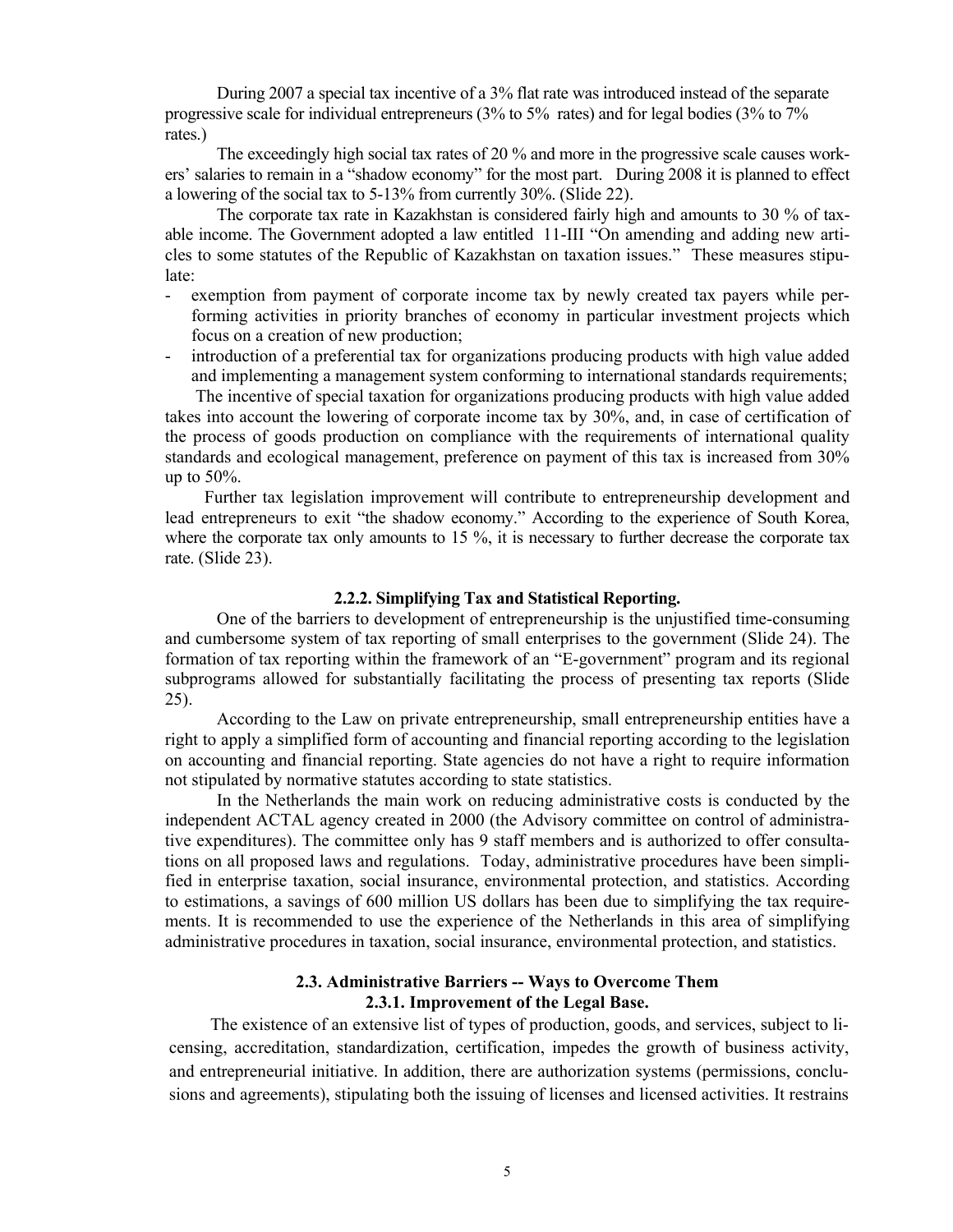During 2007 a special tax incentive of a 3% flat rate was introduced instead of the separate progressive scale for individual entrepreneurs (3% to 5% rates) and for legal bodies (3% to 7% rates.)

The exceedingly high social tax rates of 20 % and more in the progressive scale causes workers' salaries to remain in a "shadow economy" for the most part. During 2008 it is planned to effect a lowering of the social tax to 5-13% from currently 30%. (Slide 22).

The corporate tax rate in Kazakhstan is considered fairly high and amounts to 30 % of taxable income. The Government adopted a law entitled 11-III "On amending and adding new articles to some statutes of the Republic of Kazakhstan on taxation issues." These measures stipulate:

- exemption from payment of corporate income tax by newly created tax payers while performing activities in priority branches of economy in particular investment projects which focus on a creation of new production;
- introduction of a preferential tax for organizations producing products with high value added and implementing a management system conforming to international standards requirements;

The incentive of special taxation for organizations producing products with high value added takes into account the lowering of corporate income tax by 30%, and, in case of certification of the process of goods production on compliance with the requirements of international quality standards and ecological management, preference on payment of this tax is increased from 30% up to 50%.

Further tax legislation improvement will contribute to entrepreneurship development and lead entrepreneurs to exit "the shadow economy." According to the experience of South Korea, where the corporate tax only amounts to 15 %, it is necessary to further decrease the corporate tax rate. (Slide 23).

#### 2.2.2. Simplifying Tax and Statistical Reporting.

One of the barriers to development of entrepreneurship is the unjustified time-consuming and cumbersome system of tax reporting of small enterprises to the government (Slide 24). The formation of tax reporting within the framework of an "E-government" program and its regional subprograms allowed for substantially facilitating the process of presenting tax reports (Slide 25).

According to the Law on private entrepreneurship, small entrepreneurship entities have a right to apply a simplified form of accounting and financial reporting according to the legislation on accounting and financial reporting. State agencies do not have a right to require information not stipulated by normative statutes according to state statistics.

In the Netherlands the main work on reducing administrative costs is conducted by the independent ACTAL agency created in 2000 (the Advisory committee on control of administrative expenditures). The committee only has 9 staff members and is authorized to offer consultations on all proposed laws and regulations. Today, administrative procedures have been simplified in enterprise taxation, social insurance, environmental protection, and statistics. According to estimations, a savings of 600 million US dollars has been due to simplifying the tax requirements. It is recommended to use the experience of the Netherlands in this area of simplifying administrative procedures in taxation, social insurance, environmental protection, and statistics.

### 2.3. Administrative Barriers -- Ways to Overcome Them

#### 2.3.1. Improvement of the Legal Base.

The existence of an extensive list of types of production, goods, and services, subject to licensing, accreditation, standardization, certification, impedes the growth of business activity, and entrepreneurial initiative. In addition, there are authorization systems (permissions, conclusions and agreements), stipulating both the issuing of licenses and licensed activities. It restrains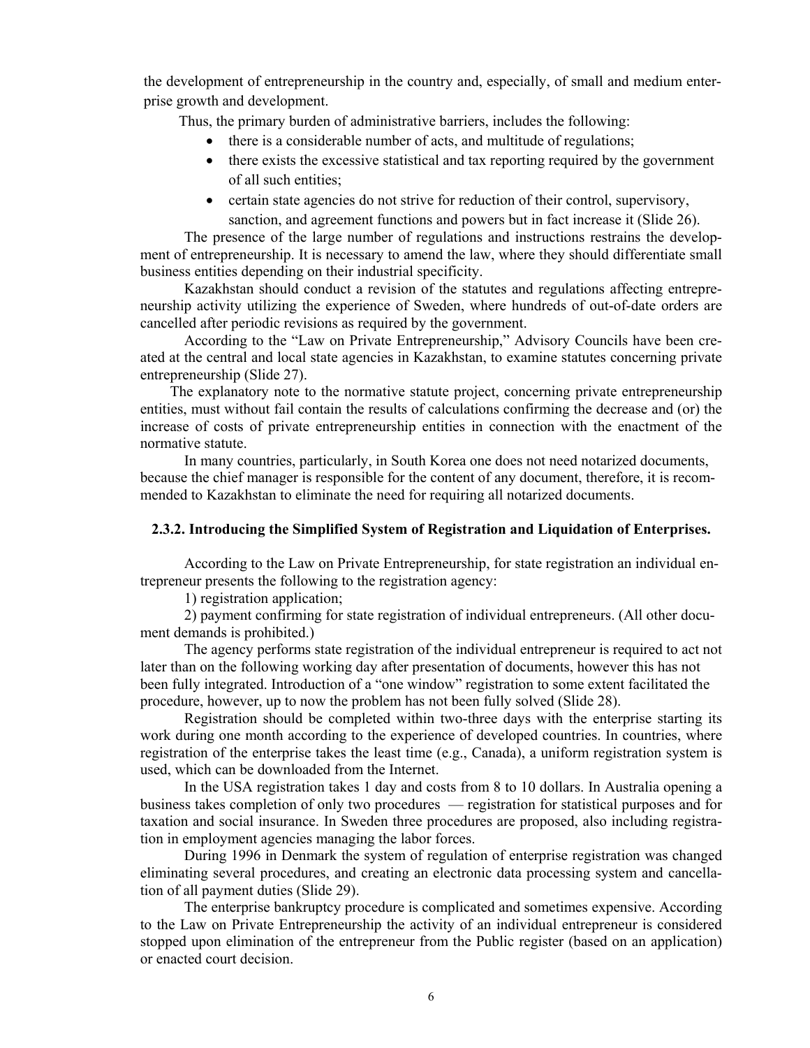the development of entrepreneurship in the country and, especially, of small and medium enterprise growth and development.

Thus, the primary burden of administrative barriers, includes the following:

- there is a considerable number of acts, and multitude of regulations;
- there exists the excessive statistical and tax reporting required by the government of all such entities;
- certain state agencies do not strive for reduction of their control, supervisory, sanction, and agreement functions and powers but in fact increase it (Slide 26).

The presence of the large number of regulations and instructions restrains the development of entrepreneurship. It is necessary to amend the law, where they should differentiate small business entities depending on their industrial specificity.

Kazakhstan should conduct a revision of the statutes and regulations affecting entrepreneurship activity utilizing the experience of Sweden, where hundreds of out-of-date orders are cancelled after periodic revisions as required by the government.

According to the "Law on Private Entrepreneurship," Advisory Councils have been created at the central and local state agencies in Kazakhstan, to examine statutes concerning private entrepreneurship (Slide 27).

The explanatory note to the normative statute project, concerning private entrepreneurship entities, must without fail contain the results of calculations confirming the decrease and (or) the increase of costs of private entrepreneurship entities in connection with the enactment of the normative statute.

In many countries, particularly, in South Korea one does not need notarized documents, because the chief manager is responsible for the content of any document, therefore, it is recommended to Kazakhstan to eliminate the need for requiring all notarized documents.

### 2.3.2. Introducing the Simplified System of Registration and Liquidation of Enterprises.

According to the Law on Private Entrepreneurship, for state registration an individual entrepreneur presents the following to the registration agency:

1) registration application;

2) payment confirming for state registration of individual entrepreneurs. (All other document demands is prohibited.)

The agency performs state registration of the individual entrepreneur is required to act not later than on the following working day after presentation of documents, however this has not been fully integrated. Introduction of a "one window" registration to some extent facilitated the procedure, however, up to now the problem has not been fully solved (Slide 28).

Registration should be completed within two-three days with the enterprise starting its work during one month according to the experience of developed countries. In countries, where registration of the enterprise takes the least time (e.g., Canada), a uniform registration system is used, which can be downloaded from the Internet.

In the USA registration takes 1 day and costs from 8 to 10 dollars. In Australia opening a business takes completion of only two procedures — registration for statistical purposes and for taxation and social insurance. In Sweden three procedures are proposed, also including registration in employment agencies managing the labor forces.

During 1996 in Denmark the system of regulation of enterprise registration was changed eliminating several procedures, and creating an electronic data processing system and cancellation of all payment duties (Slide 29).

The enterprise bankruptcy procedure is complicated and sometimes expensive. According to the Law on Private Entrepreneurship the activity of an individual entrepreneur is considered stopped upon elimination of the entrepreneur from the Public register (based on an application) or enacted court decision.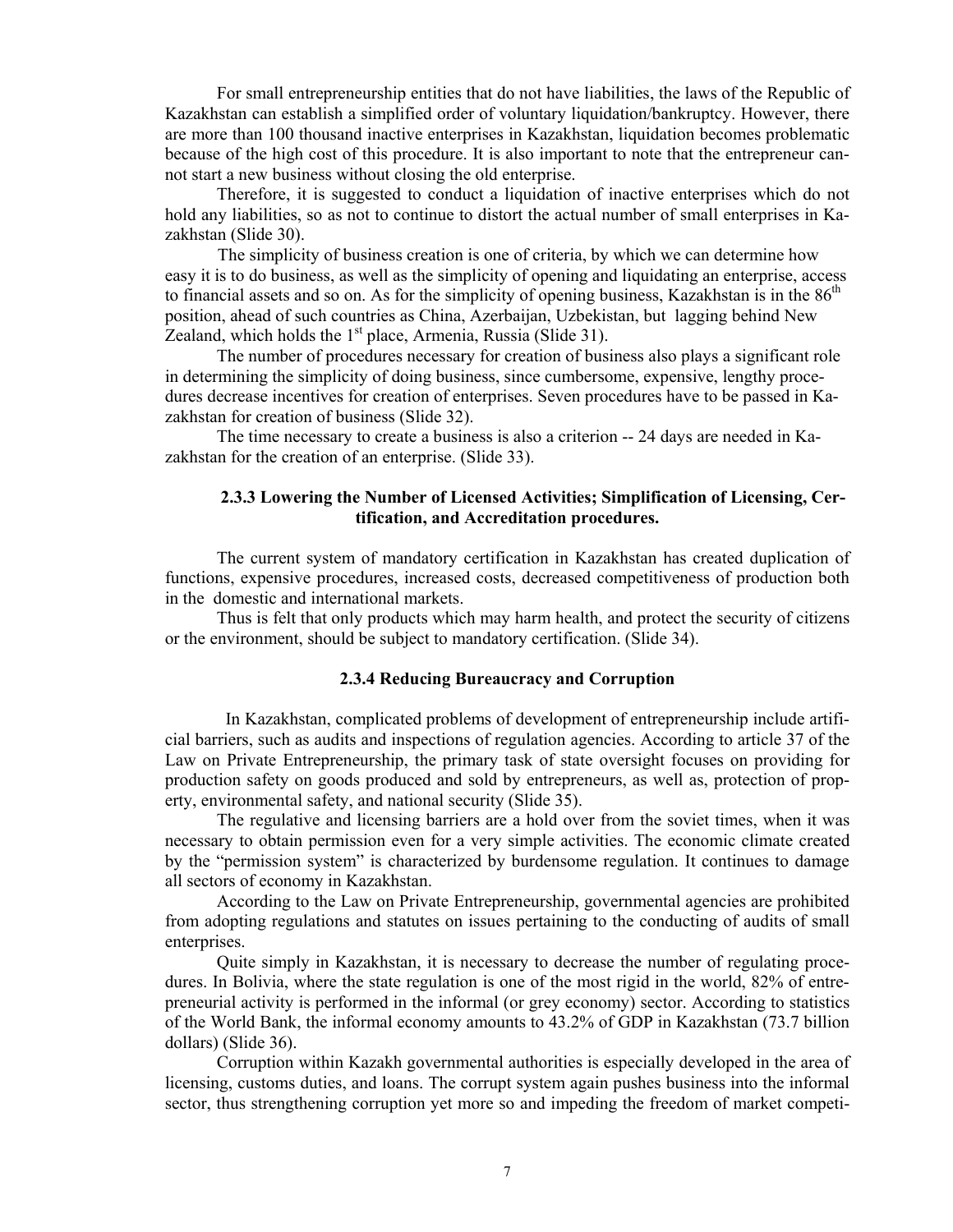For small entrepreneurship entities that do not have liabilities, the laws of the Republic of Kazakhstan can establish a simplified order of voluntary liquidation/bankruptcy. However, there are more than 100 thousand inactive enterprises in Kazakhstan, liquidation becomes problematic because of the high cost of this procedure. It is also important to note that the entrepreneur cannot start a new business without closing the old enterprise.

Therefore, it is suggested to conduct a liquidation of inactive enterprises which do not hold any liabilities, so as not to continue to distort the actual number of small enterprises in Kazakhstan (Slide 30).

The simplicity of business creation is one of criteria, by which we can determine how easy it is to do business, as well as the simplicity of opening and liquidating an enterprise, access to financial assets and so on. As for the simplicity of opening business, Kazakhstan is in the 86th position, ahead of such countries as China, Azerbaijan, Uzbekistan, but lagging behind New Zealand, which holds the 1st place, Armenia, Russia (Slide 31).

The number of procedures necessary for creation of business also plays a significant role in determining the simplicity of doing business, since cumbersome, expensive, lengthy procedures decrease incentives for creation of enterprises. Seven procedures have to be passed in Kazakhstan for creation of business (Slide 32).

The time necessary to create a business is also a criterion -- 24 days are needed in Kazakhstan for the creation of an enterprise. (Slide 33).

#### 2.3.3 Lowering the Number of Licensed Activities; Simplification of Licensing, Certification, and Accreditation procedures.

The current system of mandatory certification in Kazakhstan has created duplication of functions, expensive procedures, increased costs, decreased competitiveness of production both in the domestic and international markets.

Thus is felt that only products which may harm health, and protect the security of citizens or the environment, should be subject to mandatory certification. (Slide 34).

#### 2.3.4 Reducing Bureaucracy and Corruption

In Kazakhstan, complicated problems of development of entrepreneurship include artificial barriers, such as audits and inspections of regulation agencies. According to article 37 of the Law on Private Entrepreneurship, the primary task of state oversight focuses on providing for production safety on goods produced and sold by entrepreneurs, as well as, protection of property, environmental safety, and national security (Slide 35).

The regulative and licensing barriers are a hold over from the soviet times, when it was necessary to obtain permission even for a very simple activities. The economic climate created by the "permission system" is characterized by burdensome regulation. It continues to damage all sectors of economy in Kazakhstan.

According to the Law on Private Entrepreneurship, governmental agencies are prohibited from adopting regulations and statutes on issues pertaining to the conducting of audits of small enterprises.

Quite simply in Kazakhstan, it is necessary to decrease the number of regulating procedures. In Bolivia, where the state regulation is one of the most rigid in the world, 82% of entrepreneurial activity is performed in the informal (or grey economy) sector. According to statistics of the World Bank, the informal economy amounts to 43.2% of GDP in Kazakhstan (73.7 billion dollars) (Slide 36).

Corruption within Kazakh governmental authorities is especially developed in the area of licensing, customs duties, and loans. The corrupt system again pushes business into the informal sector, thus strengthening corruption yet more so and impeding the freedom of market competi-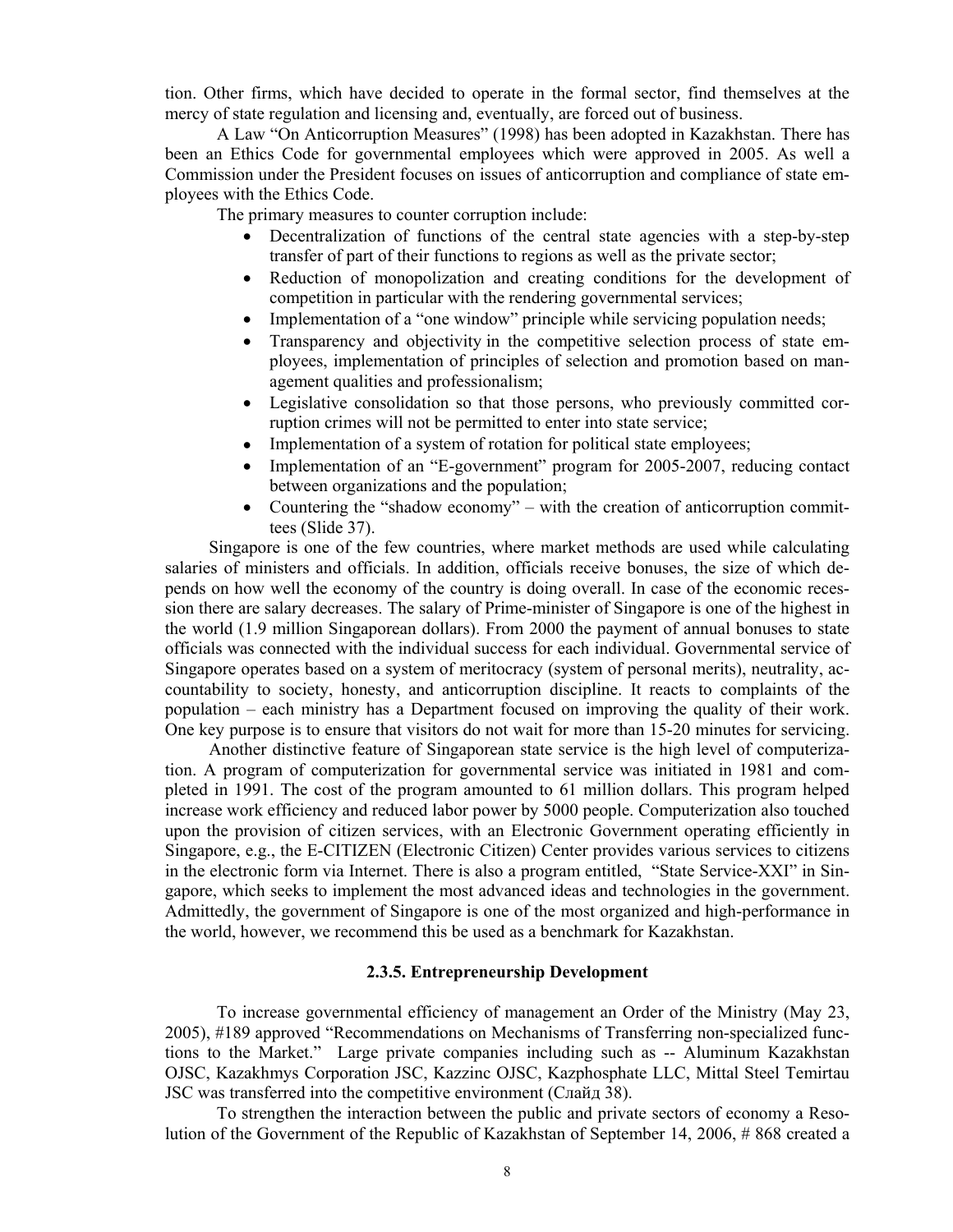tion. Other firms, which have decided to operate in the formal sector, find themselves at the mercy of state regulation and licensing and, eventually, are forced out of business.

A Law "On Anticorruption Measures" (1998) has been adopted in Kazakhstan. There has been an Ethics Code for governmental employees which were approved in 2005. As well a Commission under the President focuses on issues of anticorruption and compliance of state employees with the Ethics Code.

The primary measures to counter corruption include:

- Decentralization of functions of the central state agencies with a step-by-step transfer of part of their functions to regions as well as the private sector;
- Reduction of monopolization and creating conditions for the development of competition in particular with the rendering governmental services;
- Implementation of a "one window" principle while servicing population needs;
- Transparency and objectivity in the competitive selection process of state employees, implementation of principles of selection and promotion based on management qualities and professionalism;
- Legislative consolidation so that those persons, who previously committed corruption crimes will not be permitted to enter into state service;
- Implementation of a system of rotation for political state employees;
- Implementation of an "E-government" program for 2005-2007, reducing contact between organizations and the population;
- Countering the "shadow economy" – with the creation of anticorruption committees (Slide 37).

Singapore is one of the few countries, where market methods are used while calculating salaries of ministers and officials. In addition, officials receive bonuses, the size of which depends on how well the economy of the country is doing overall. In case of the economic recession there are salary decreases. The salary of Prime-minister of Singapore is one of the highest in the world (1.9 million Singaporean dollars). From 2000 the payment of annual bonuses to state officials was connected with the individual success for each individual. Governmental service of Singapore operates based on a system of meritocracy (system of personal merits), neutrality, accountability to society, honesty, and anticorruption discipline. It reacts to complaints of the population – each ministry has a Department focused on improving the quality of their work. One key purpose is to ensure that visitors do not wait for more than 15-20 minutes for servicing.

Another distinctive feature of Singaporean state service is the high level of computerization. A program of computerization for governmental service was initiated in 1981 and completed in 1991. The cost of the program amounted to 61 million dollars. This program helped increase work efficiency and reduced labor power by 5000 people. Computerization also touched upon the provision of citizen services, with an Electronic Government operating efficiently in Singapore, e.g., the E-CITIZEN (Electronic Citizen) Center provides various services to citizens in the electronic form via Internet. There is also a program entitled, "State Service-XXI" in Singapore, which seeks to implement the most advanced ideas and technologies in the government. Admittedly, the government of Singapore is one of the most organized and high-performance in the world, however, we recommend this be used as a benchmark for Kazakhstan.

### 2.3.5. Entrepreneurship Development

To increase governmental efficiency of management an Order of the Ministry (May 23, 2005), #189 approved "Recommendations on Mechanisms of Transferring non-specialized functions to the Market." Large private companies including such as -- Aluminum Kazakhstan OJSC, Kazakhmys Corporation JSC, Kazzinc OJSC, Kazphosphate LLC, Mittal Steel Temirtau JSC was transferred into the competitive environment (Слайд 38).

To strengthen the interaction between the public and private sectors of economy a Resolution of the Government of the Republic of Kazakhstan of September 14, 2006, # 868 created a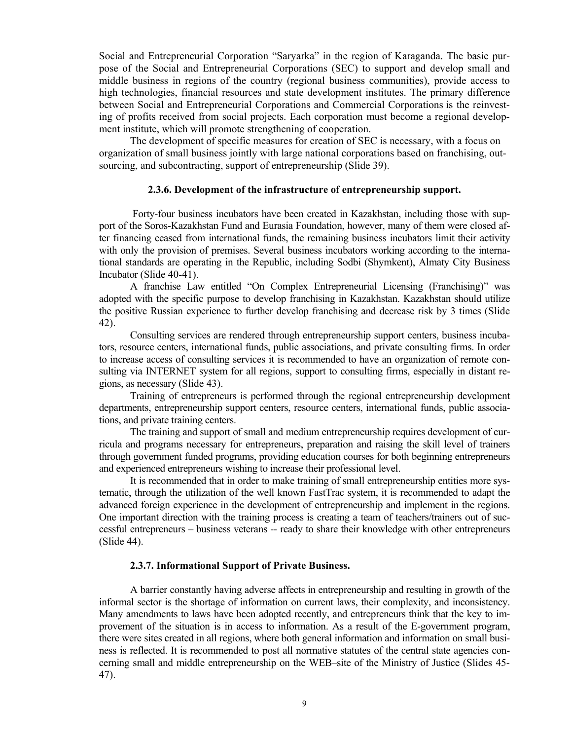Social and Entrepreneurial Corporation "Saryarka" in the region of Karaganda. The basic purpose of the Social and Entrepreneurial Corporations (SEC) to support and develop small and middle business in regions of the country (regional business communities), provide access to high technologies, financial resources and state development institutes. The primary difference between Social and Entrepreneurial Corporations and Commercial Corporations is the reinvesting of profits received from social projects. Each corporation must become a regional development institute, which will promote strengthening of cooperation.

The development of specific measures for creation of SEC is necessary, with a focus on organization of small business jointly with large national corporations based on franchising, outsourcing, and subcontracting, support of entrepreneurship (Slide 39).

### 2.3.6. Development of the infrastructure of entrepreneurship support.

Forty-four business incubators have been created in Kazakhstan, including those with support of the Soros-Kazakhstan Fund and Eurasia Foundation, however, many of them were closed after financing ceased from international funds, the remaining business incubators limit their activity with only the provision of premises. Several business incubators working according to the international standards are operating in the Republic, including Sodbi (Shymkent), Almaty City Business Incubator (Slide 40-41).

A franchise Law entitled "On Complex Entrepreneurial Licensing (Franchising)" was adopted with the specific purpose to develop franchising in Kazakhstan. Kazakhstan should utilize the positive Russian experience to further develop franchising and decrease risk by 3 times (Slide 42).

Consulting services are rendered through entrepreneurship support centers, business incubators, resource centers, international funds, public associations, and private consulting firms. In order to increase access of consulting services it is recommended to have an organization of remote consulting via INTERNET system for all regions, support to consulting firms, especially in distant regions, as necessary (Slide 43).

Training of entrepreneurs is performed through the regional entrepreneurship development departments, entrepreneurship support centers, resource centers, international funds, public associations, and private training centers.

The training and support of small and medium entrepreneurship requires development of curricula and programs necessary for entrepreneurs, preparation and raising the skill level of trainers through government funded programs, providing education courses for both beginning entrepreneurs and experienced entrepreneurs wishing to increase their professional level.

It is recommended that in order to make training of small entrepreneurship entities more systematic, through the utilization of the well known FastTrac system, it is recommended to adapt the advanced foreign experience in the development of entrepreneurship and implement in the regions. One important direction with the training process is creating a team of teachers/trainers out of successful entrepreneurs – business veterans -- ready to share their knowledge with other entrepreneurs (Slide 44).

### 2.3.7. Informational Support of Private Business.

A barrier constantly having adverse affects in entrepreneurship and resulting in growth of the informal sector is the shortage of information on current laws, their complexity, and inconsistency. Many amendments to laws have been adopted recently, and entrepreneurs think that the key to improvement of the situation is in access to information. As a result of the E-government program, there were sites created in all regions, where both general information and information on small business is reflected. It is recommended to post all normative statutes of the central state agencies concerning small and middle entrepreneurship on the WEB–site of the Ministry of Justice (Slides 45-47).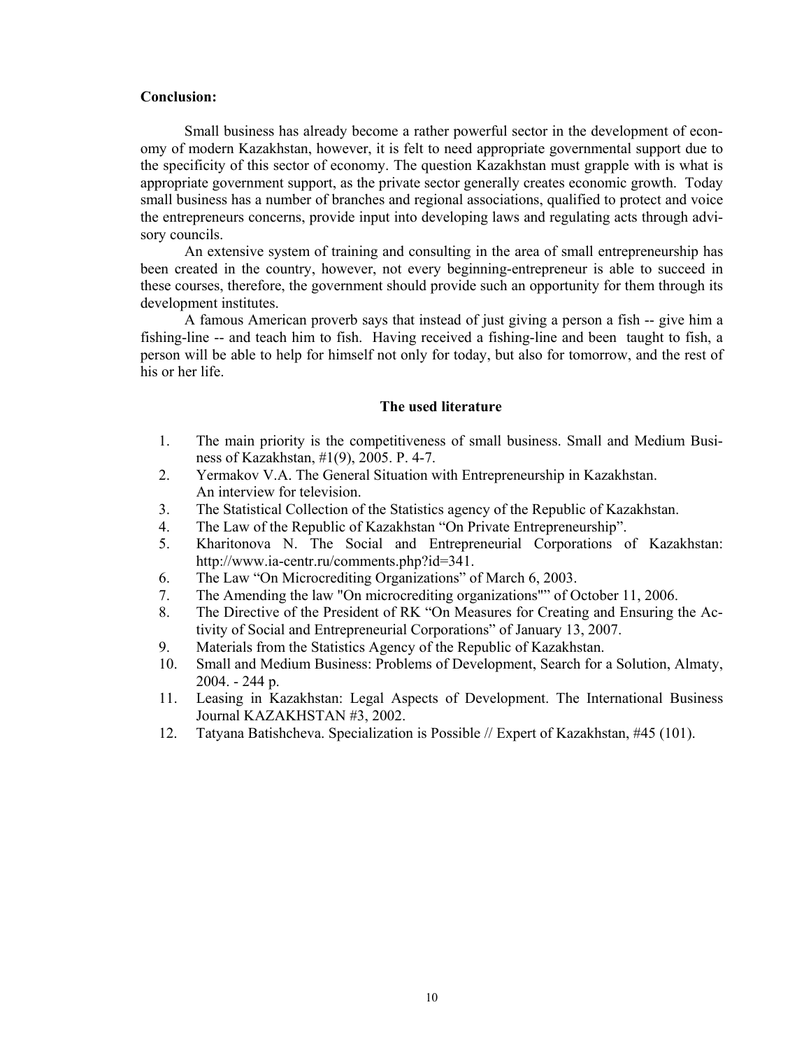**Conclusion:**

Small business has already become a rather powerful sector in the development of economy of modern Kazakhstan, however, it is felt to need appropriate governmental support due to the specificity of this sector of economy. The question Kazakhstan must grapple with is what is appropriate government support, as the private sector generally creates economic growth. Today small business has a number of branches and regional associations, qualified to protect and voice the entrepreneurs concerns, provide input into developing laws and regulating acts through advisory councils.

An extensive system of training and consulting in the area of small entrepreneurship has been created in the country, however, not every beginning-entrepreneur is able to succeed in these courses, therefore, the government should provide such an opportunity for them through its development institutes.

A famous American proverb says that instead of just giving a person a fish -- give him a fishing-line -- and teach him to fish. Having received a fishing-line and been taught to fish, a person will be able to help for himself not only for today, but also for tomorrow, and the rest of his or her life.

**The used literature**

1. The main priority is the competitiveness of small business. Small and Medium Business of Kazakhstan, #1(9), 2005. P. 4-7.
2. Yermakov V.A. The General Situation with Entrepreneurship in Kazakhstan. An interview for television.
3. The Statistical Collection of the Statistics agency of the Republic of Kazakhstan.
4. The Law of the Republic of Kazakhstan "On Private Entrepreneurship".
5. Kharitonova N. The Social and Entrepreneurial Corporations of Kazakhstan: http://www.ia-centr.ru/comments.php?id=341.
6. The Law "On Microcrediting Organizations" of March 6, 2003.
7. The Amending the law "On microcrediting organizations"" of October 11, 2006.
8. The Directive of the President of RK "On Measures for Creating and Ensuring the Activity of Social and Entrepreneurial Corporations" of January 13, 2007.
9. Materials from the Statistics Agency of the Republic of Kazakhstan.
10. Small and Medium Business: Problems of Development, Search for a Solution, Almaty, 2004. - 244 p.
11. Leasing in Kazakhstan: Legal Aspects of Development. The International Business Journal KAZAKHSTAN #3, 2002.
12. Tatyana Batishcheva. Specialization is Possible // Expert of Kazakhstan, #45 (101).